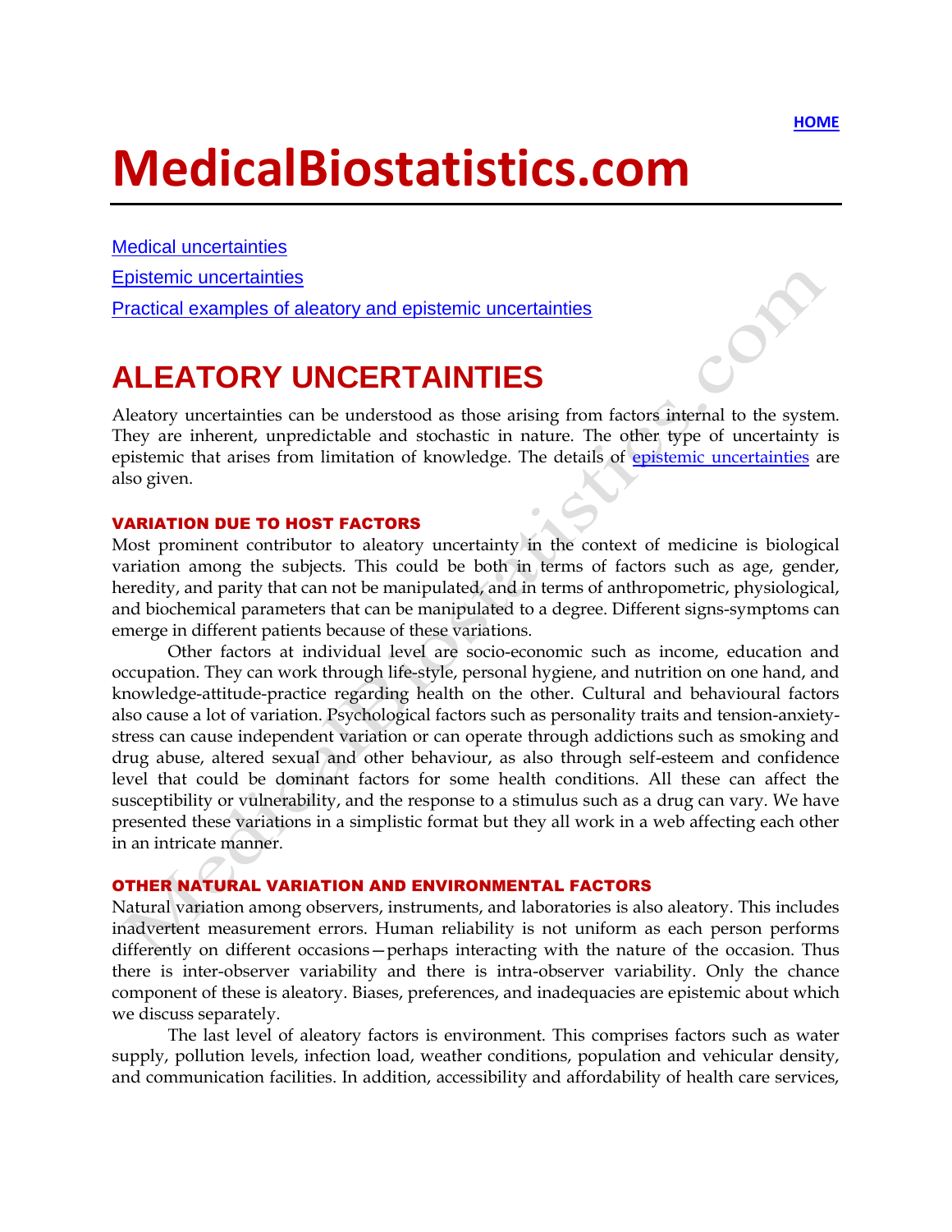HOME

# MedicalBiostatistics.com

[Medical uncertainties]

[Epistemic uncertainties]

[Practical examples of aleatory and epistemic uncertainties]

## ALEATORY UNCERTAINTIES

Aleatory uncertainties can be understood as those arising from factors internal to the system. They are inherent, unpredictable and stochastic in nature. The other type of uncertainty is epistemic that arises from limitation of knowledge. The details of epistemic uncertainties are also given.

### VARIATION DUE TO HOST FACTORS

Most prominent contributor to aleatory uncertainty in the context of medicine is biological variation among the subjects. This could be both in terms of factors such as age, gender, heredity, and parity that can not be manipulated, and in terms of anthropometric, physiological, and biochemical parameters that can be manipulated to a degree. Different signs-symptoms can emerge in different patients because of these variations.

Other factors at individual level are socio-economic such as income, education and occupation. They can work through life-style, personal hygiene, and nutrition on one hand, and knowledge-attitude-practice regarding health on the other. Cultural and behavioural factors also cause a lot of variation. Psychological factors such as personality traits and tension-anxiety-stress can cause independent variation or can operate through addictions such as smoking and drug abuse, altered sexual and other behaviour, as also through self-esteem and confidence level that could be dominant factors for some health conditions. All these can affect the susceptibility or vulnerability, and the response to a stimulus such as a drug can vary. We have presented these variations in a simplistic format but they all work in a web affecting each other in an intricate manner.

### OTHER NATURAL VARIATION AND ENVIRONMENTAL FACTORS

Natural variation among observers, instruments, and laboratories is also aleatory. This includes inadvertent measurement errors. Human reliability is not uniform as each person performs differently on different occasions—perhaps interacting with the nature of the occasion. Thus there is inter-observer variability and there is intra-observer variability. Only the chance component of these is aleatory. Biases, preferences, and inadequacies are epistemic about which we discuss separately.

The last level of aleatory factors is environment. This comprises factors such as water supply, pollution levels, infection load, weather conditions, population and vehicular density, and communication facilities. In addition, accessibility and affordability of health care services,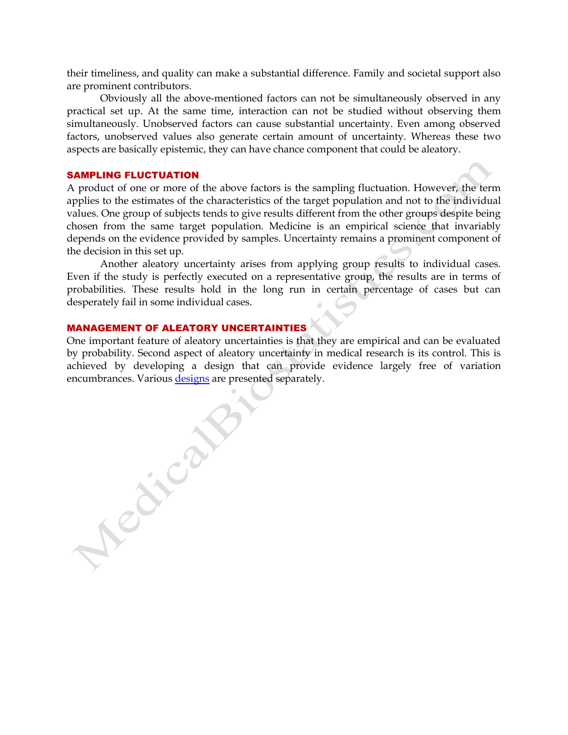their timeliness, and quality can make a substantial difference. Family and societal support also are prominent contributors.

Obviously all the above-mentioned factors can not be simultaneously observed in any practical set up. At the same time, interaction can not be studied without observing them simultaneously. Unobserved factors can cause substantial uncertainty. Even among observed factors, unobserved values also generate certain amount of uncertainty. Whereas these two aspects are basically epistemic, they can have chance component that could be aleatory.

## SAMPLING FLUCTUATION

A product of one or more of the above factors is the sampling fluctuation. However, the term applies to the estimates of the characteristics of the target population and not to the individual values. One group of subjects tends to give results different from the other groups despite being chosen from the same target population. Medicine is an empirical science that invariably depends on the evidence provided by samples. Uncertainty remains a prominent component of the decision in this set up.

Another aleatory uncertainty arises from applying group results to individual cases. Even if the study is perfectly executed on a representative group, the results are in terms of probabilities. These results hold in the long run in certain percentage of cases but can desperately fail in some individual cases.

## MANAGEMENT OF ALEATORY UNCERTAINTIES

One important feature of aleatory uncertainties is that they are empirical and can be evaluated by probability. Second aspect of aleatory uncertainty in medical research is its control. This is achieved by developing a design that can provide evidence largely free of variation encumbrances. Various designs are presented separately.